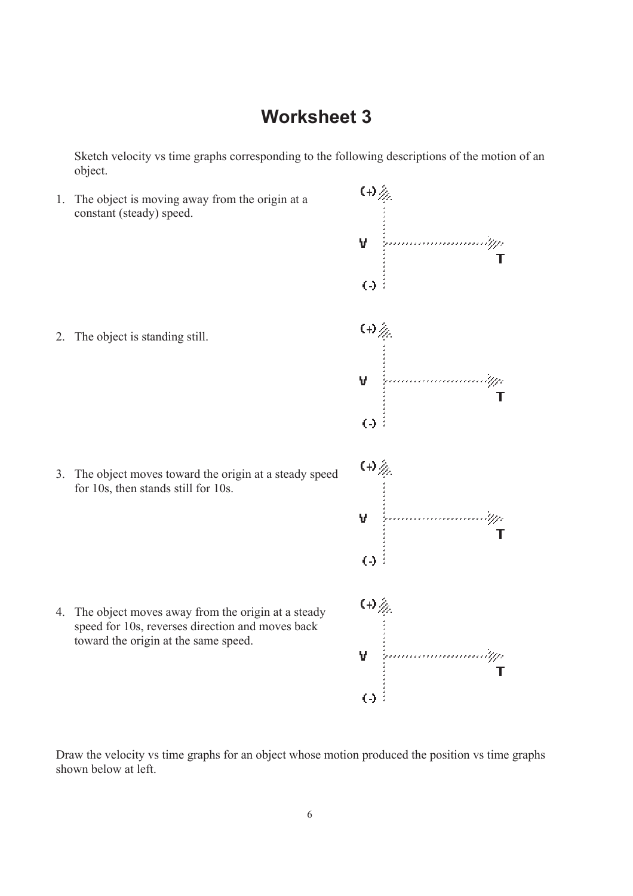# Worksheet 3

Sketch velocity vs time graphs corresponding to the following descriptions of the motion of an object.

1. The object is moving away from the origin at a constant (steady) speed.

(+)
V
T
(-)

2. The object is standing still.

(+)
V
T
(-)

3. The object moves toward the origin at a steady speed for 10s, then stands still for 10s.

(+)
V
T
(-)

4. The object moves away from the origin at a steady speed for 10s, reverses direction and moves back toward the origin at the same speed.

(+)
V
T
(-)

Draw the velocity vs time graphs for an object whose motion produced the position vs time graphs shown below at left.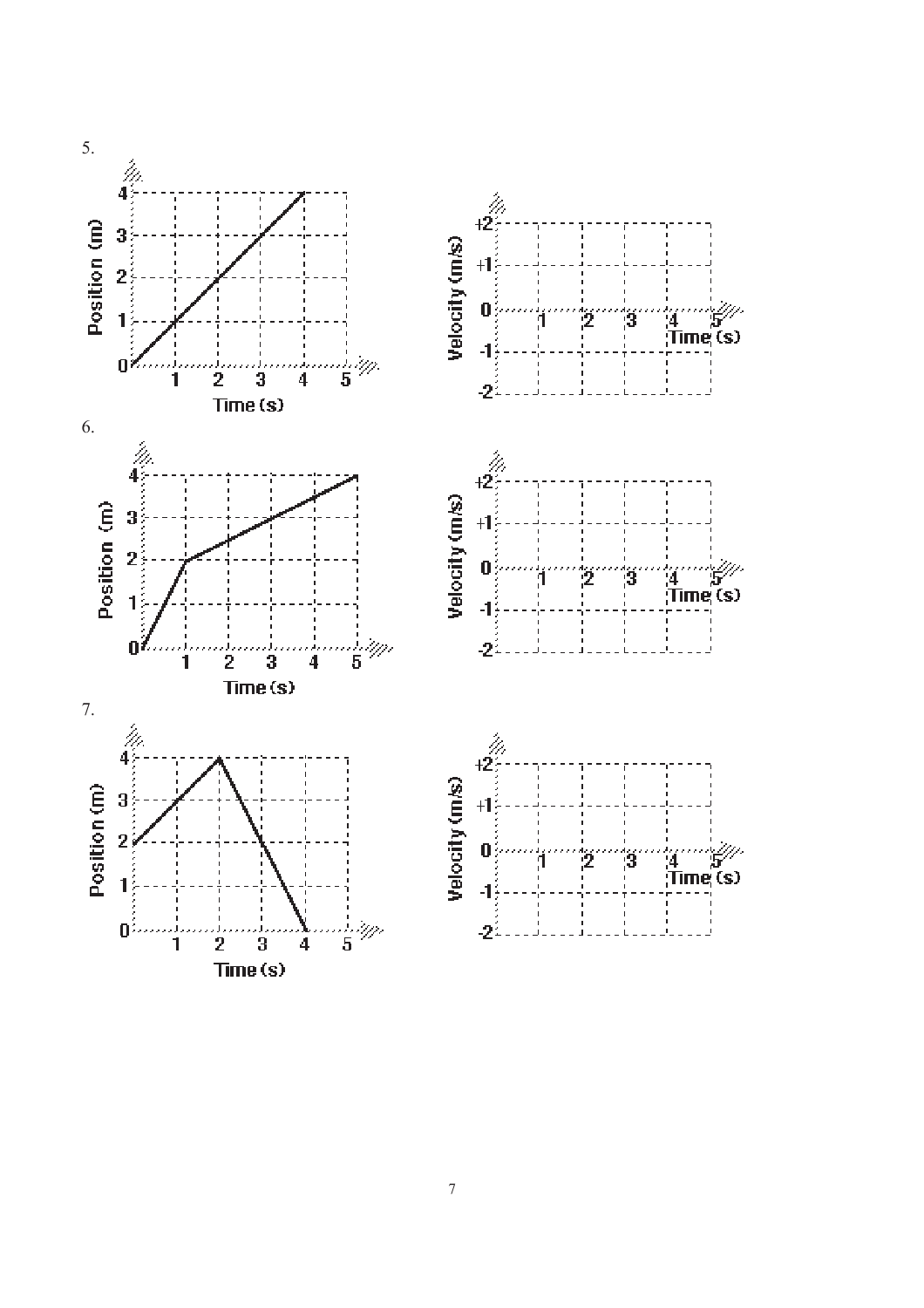5.

Position (m) vs. Time (s)

Velocity (m/s) vs. Time (s)

6.

Position (m) vs. Time (s)

Velocity (m/s) vs. Time (s)

7.

Position (m) vs. Time (s)

Velocity (m/s) vs. Time (s)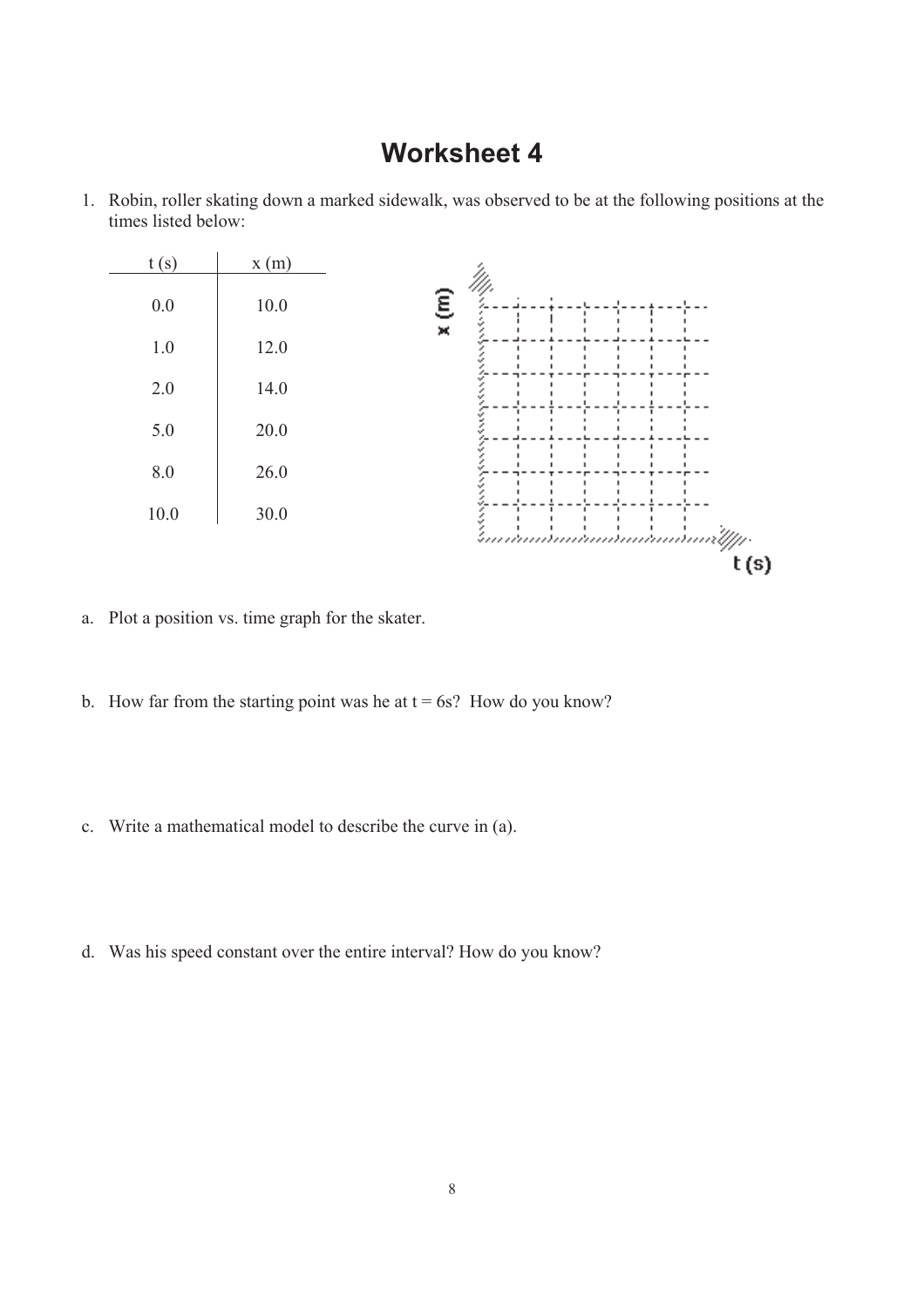# Worksheet 4

1. Robin, roller skating down a marked sidewalk, was observed to be at the following positions at the times listed below:

| t (s) | x (m) |
|---|---|
| 0.0 | 10.0 |
| 1.0 | 12.0 |
| 2.0 | 14.0 |
| 5.0 | 20.0 |
| 8.0 | 26.0 |
| 10.0 | 30.0 |

x (m)

t (s)

a. Plot a position vs. time graph for the skater.

b. How far from the starting point was he at t = 6s? How do you know?

c. Write a mathematical model to describe the curve in (a).

d. Was his speed constant over the entire interval? How do you know?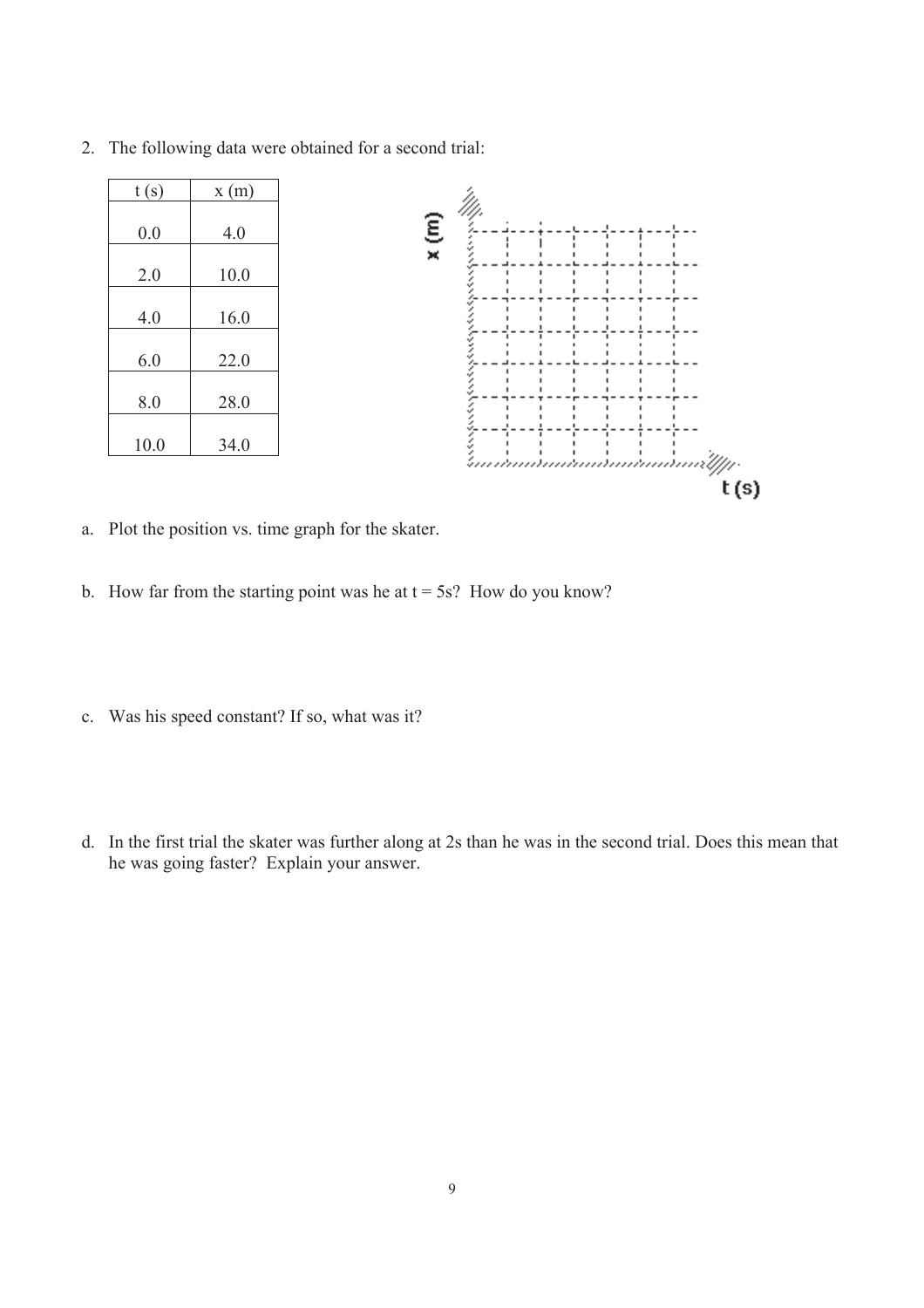2. The following data were obtained for a second trial:

| t (s) | x (m) |
|---|---|
| 0.0 | 4.0 |
| 2.0 | 10.0 |
| 4.0 | 16.0 |
| 6.0 | 22.0 |
| 8.0 | 28.0 |
| 10.0 | 34.0 |

a. Plot the position vs. time graph for the skater.

b. How far from the starting point was he at t = 5s? How do you know?

c. Was his speed constant? If so, what was it?

d. In the first trial the skater was further along at 2s than he was in the second trial. Does this mean that he was going faster? Explain your answer.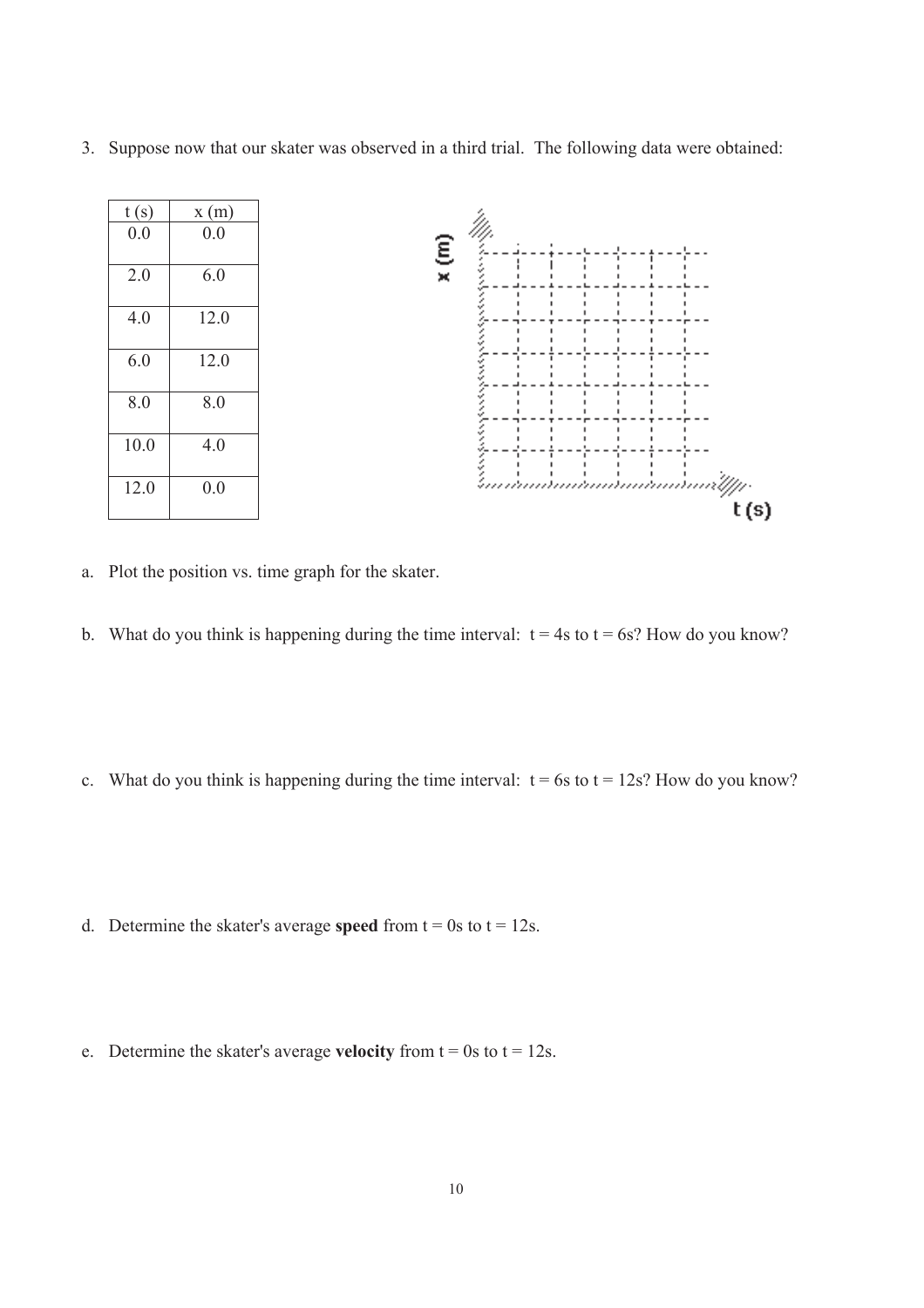3. Suppose now that our skater was observed in a third trial. The following data were obtained:

| t (s) | x (m) |
|---|---|
| 0.0 | 0.0 |
| 2.0 | 6.0 |
| 4.0 | 12.0 |
| 6.0 | 12.0 |
| 8.0 | 8.0 |
| 10.0 | 4.0 |
| 12.0 | 0.0 |

a. Plot the position vs. time graph for the skater.

b. What do you think is happening during the time interval: t = 4s to t = 6s? How do you know?

c. What do you think is happening during the time interval: t = 6s to t = 12s? How do you know?

d. Determine the skater's average **speed** from t = 0s to t = 12s.

e. Determine the skater's average **velocity** from t = 0s to t = 12s.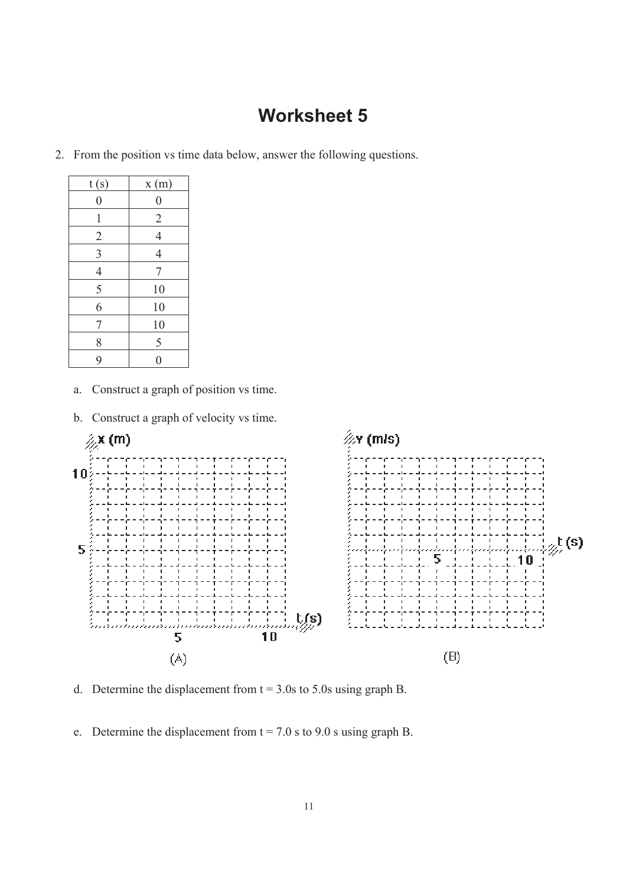# Worksheet 5

2. From the position vs time data below, answer the following questions.

| t (s) | x (m) |
|---|---|
| 0 | 0 |
| 1 | 2 |
| 2 | 4 |
| 3 | 4 |
| 4 | 7 |
| 5 | 10 |
| 6 | 10 |
| 7 | 10 |
| 8 | 5 |
| 9 | 0 |

a. Construct a graph of position vs time.

b. Construct a graph of velocity vs time.

x (m)

10

5

5 10 t (s)

(A)

v (m/s)

5 10 t (s)

(B)

d. Determine the displacement from t = 3.0s to 5.0s using graph B.

e. Determine the displacement from t = 7.0 s to 9.0 s using graph B.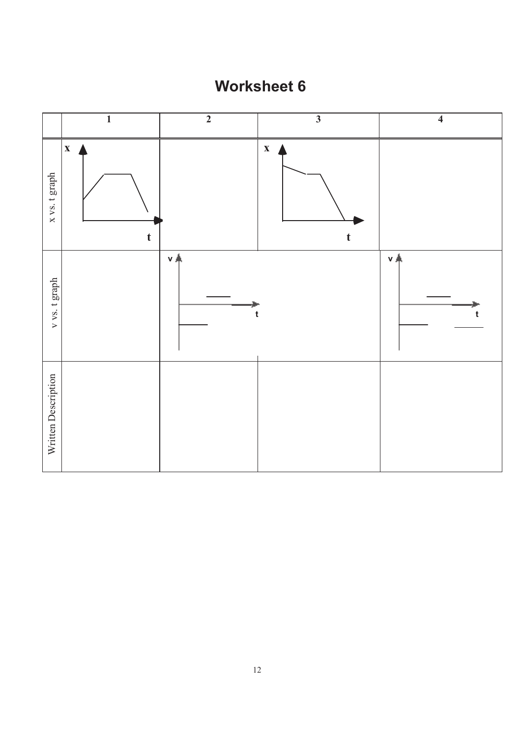# Worksheet 6

|  | 1 | 2 | 3 | 4 |
|---|---|---|---|---|
| x vs. t graph | x, t |  | x, t |  |
| v vs. t graph |  | v, t |  | v, t |
| Written Description |  |  |  |  |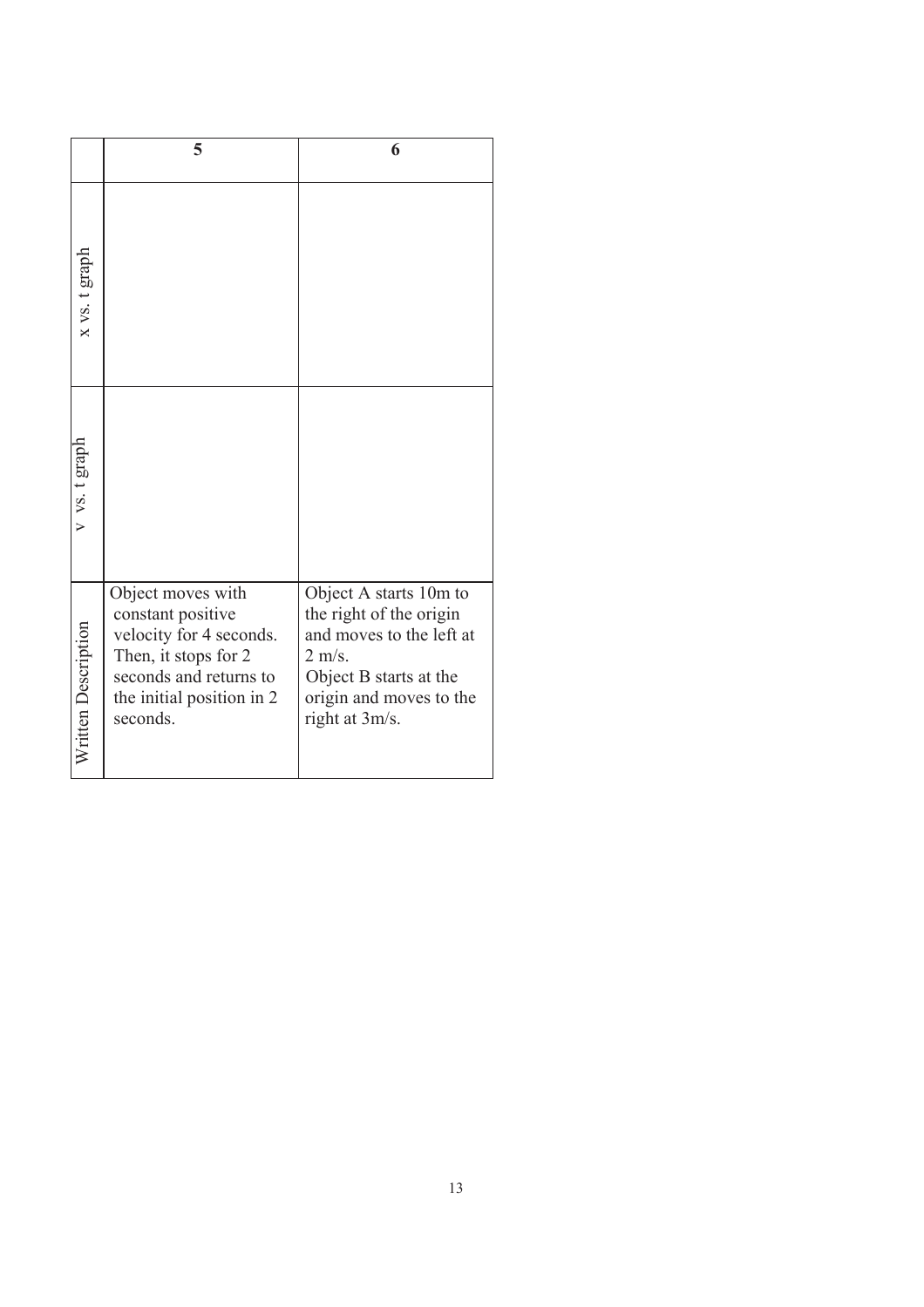| | 5 | 6 |
|---|---|---|
| x vs. t graph | | |
| v vs. t graph | | |
| Written Description | Object moves with constant positive velocity for 4 seconds. Then, it stops for 2 seconds and returns to the initial position in 2 seconds. | Object A starts 10m to the right of the origin and moves to the left at 2 m/s.<br>Object B starts at the origin and moves to the right at 3m/s. |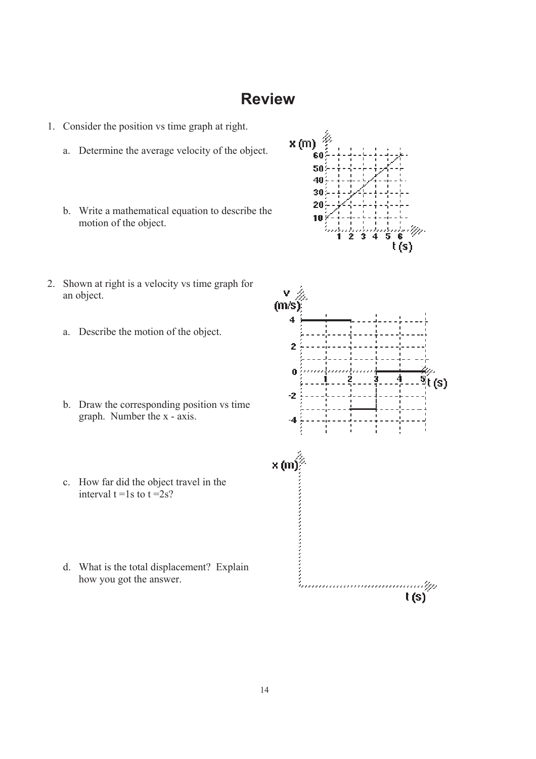# Review

1. Consider the position vs time graph at right.

   a. Determine the average velocity of the object.

   b. Write a mathematical equation to describe the motion of the object.

2. Shown at right is a velocity vs time graph for an object.

   a. Describe the motion of the object.

   b. Draw the corresponding position vs time graph. Number the x - axis.

   c. How far did the object travel in the interval t =1s to t =2s?

   d. What is the total displacement? Explain how you got the answer.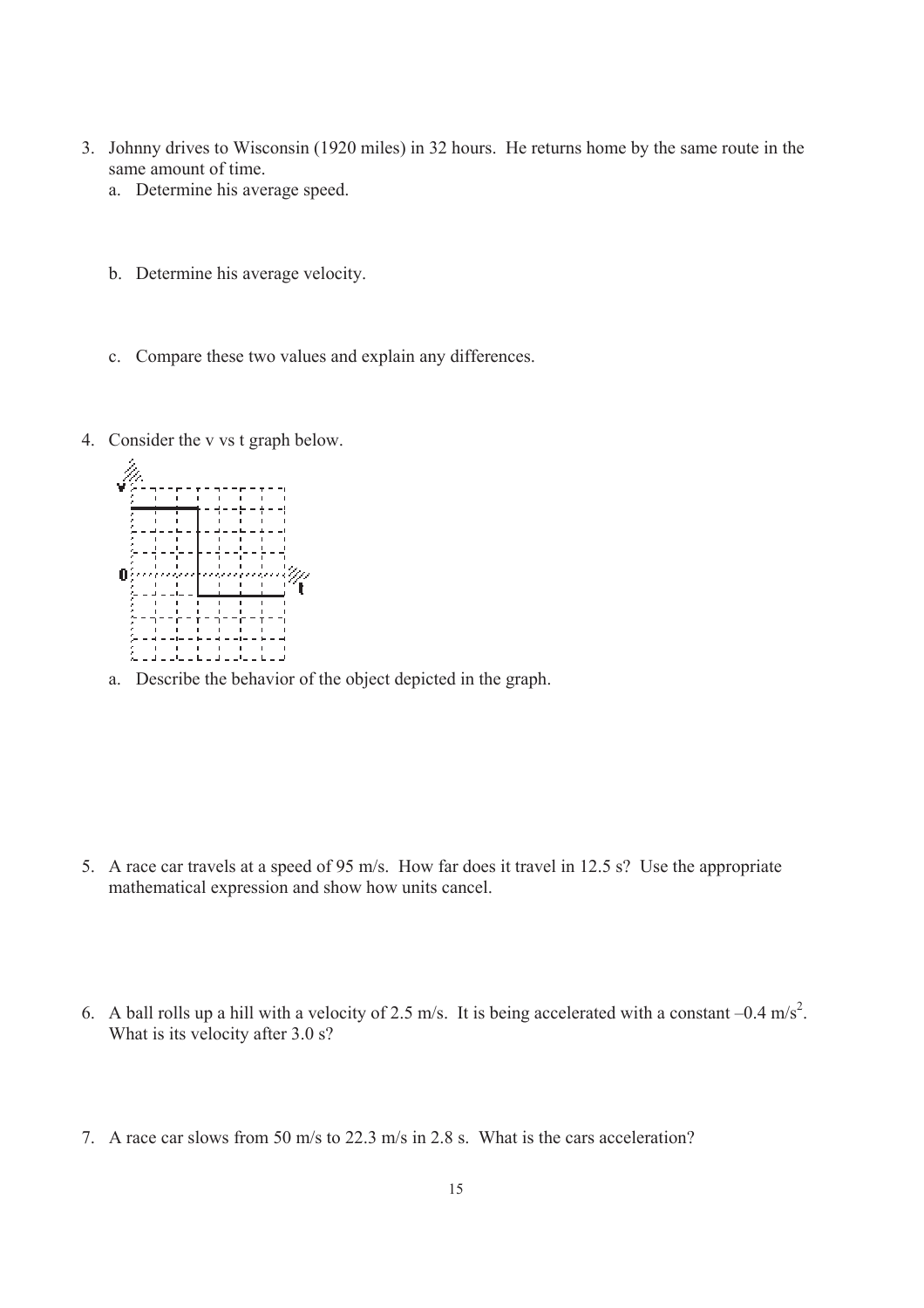3. Johnny drives to Wisconsin (1920 miles) in 32 hours. He returns home by the same route in the same amount of time.
   a. Determine his average speed.

   b. Determine his average velocity.

   c. Compare these two values and explain any differences.

4. Consider the v vs t graph below.

   a. Describe the behavior of the object depicted in the graph.

5. A race car travels at a speed of 95 m/s. How far does it travel in 12.5 s? Use the appropriate mathematical expression and show how units cancel.

6. A ball rolls up a hill with a velocity of 2.5 m/s. It is being accelerated with a constant $-0.4\ \text{m/s}^2$. What is its velocity after 3.0 s?

7. A race car slows from 50 m/s to 22.3 m/s in 2.8 s. What is the cars acceleration?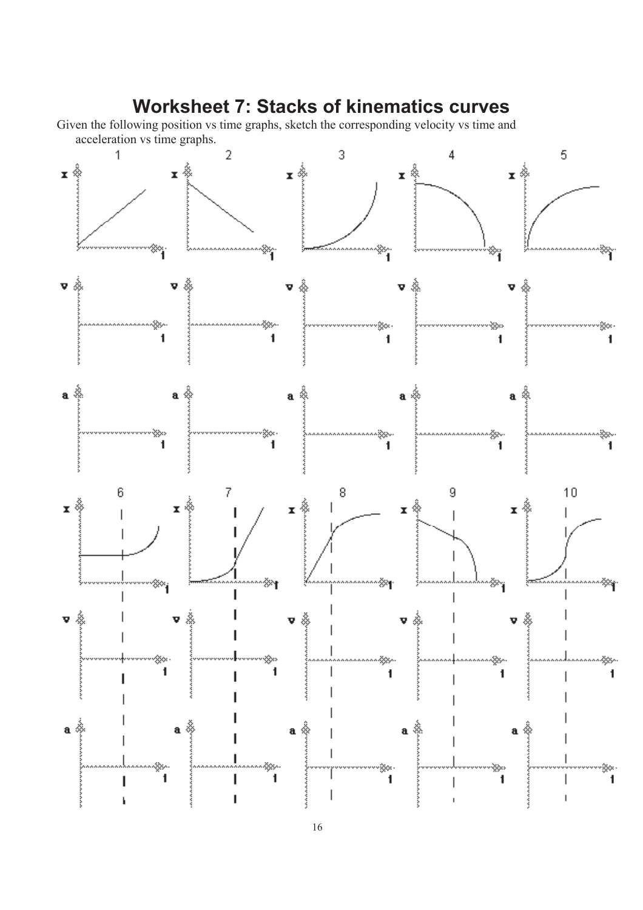# Worksheet 7: Stacks of kinematics curves

Given the following position vs time graphs, sketch the corresponding velocity vs time and acceleration vs time graphs.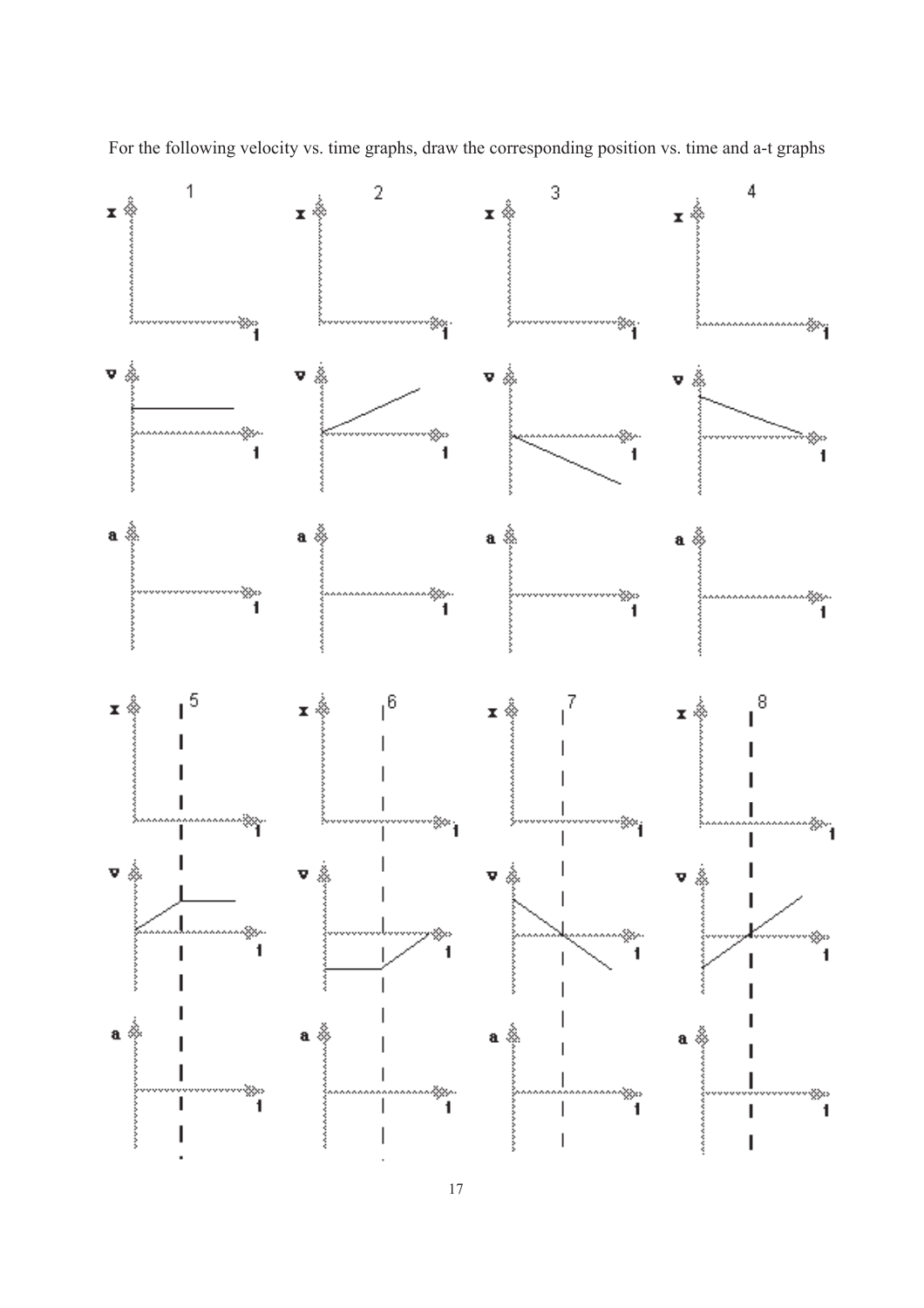For the following velocity vs. time graphs, draw the corresponding position vs. time and a-t graphs

1

x

t

v

t

a

t

2

x

t

v

t

a

t

3

x

t

v

t

a

t

4

x

t

v

t

a

t

5

x

t

v

t

a

t

6

x

t

v

t

a

t

7

x

t

v

t

a

t

8

x

t

v

t

a

t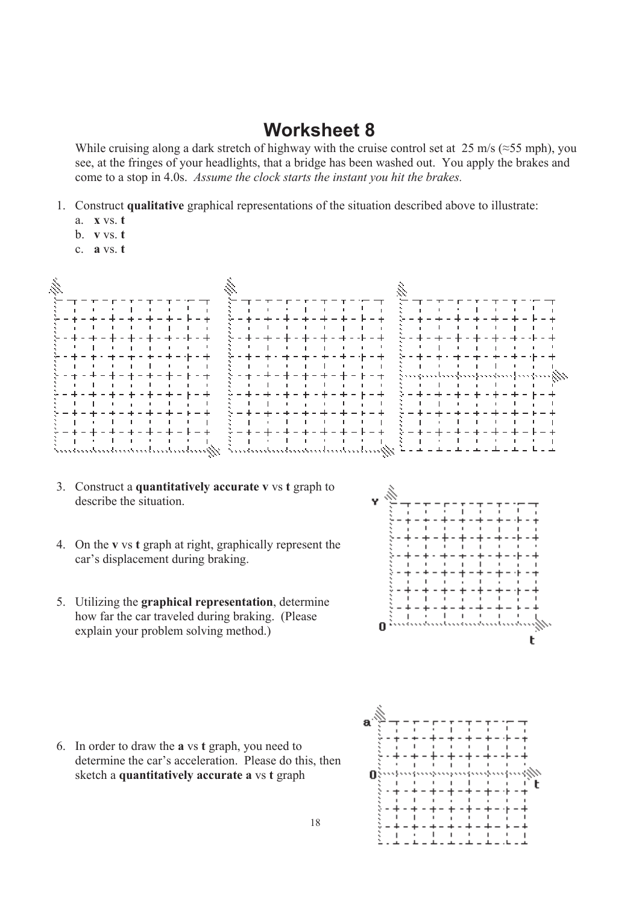# Worksheet 8

While cruising along a dark stretch of highway with the cruise control set at 25 m/s (≈55 mph), you see, at the fringes of your headlights, that a bridge has been washed out. You apply the brakes and come to a stop in 4.0s. *Assume the clock starts the instant you hit the brakes.*

1. Construct **qualitative** graphical representations of the situation described above to illustrate:
   a. **x** vs. **t**
   b. **v** vs. **t**
   c. **a** vs. **t**

3. Construct a **quantitatively accurate v** vs **t** graph to describe the situation.

v

0

t

4. On the **v** vs **t** graph at right, graphically represent the car's displacement during braking.

5. Utilizing the **graphical representation**, determine how far the car traveled during braking. (Please explain your problem solving method.)

6. In order to draw the **a** vs **t** graph, you need to determine the car's acceleration. Please do this, then sketch a **quantitatively accurate a** vs **t** graph

a

0

t